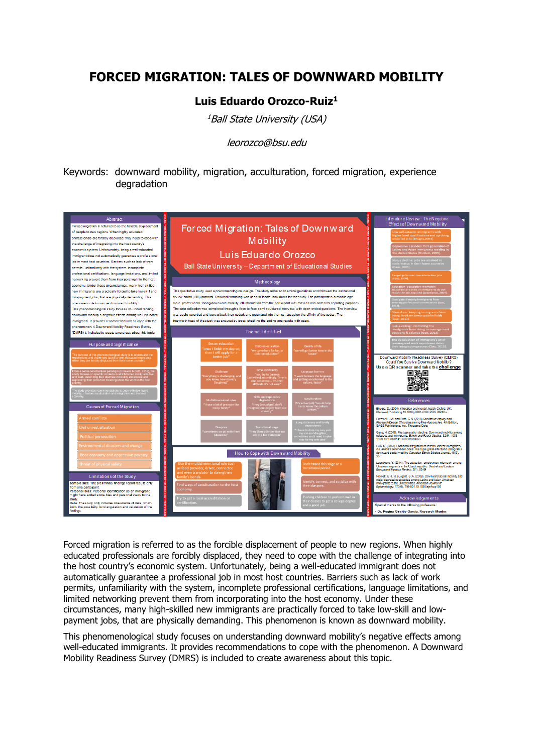# FORCED MIGRATION: TALES OF DOWNWARD MOBILITY

**Luis Eduardo Orozco-Ruiz[1]**

*[1]Ball State University (USA)*

*leorozco@bsu.edu*

Keywords: downward mobility, migration, acculturation, forced migration, experience degradation

Forced migration is referred to as the forcible displacement of people to new regions. When highly educated professionals are forcibly displaced, they need to cope with the challenge of integrating into the host country's economic system. Unfortunately, being a well-educated immigrant does not automatically guarantee a professional job in most host countries. Barriers such as lack of work permits, unfamiliarity with the system, incomplete professional certifications, language limitations, and limited networking prevent them from incorporating into the host economy. Under these circumstances, many high-skilled new immigrants are practically forced to take low-skill and low-payment jobs, that are physically demanding. This phenomenon is known as downward mobility.

This phenomenological study focuses on understanding downward mobility's negative effects among well-educated immigrants. It provides recommendations to cope with the phenomenon. A Downward Mobility Readiness Survey (DMRS) is included to create awareness about this topic.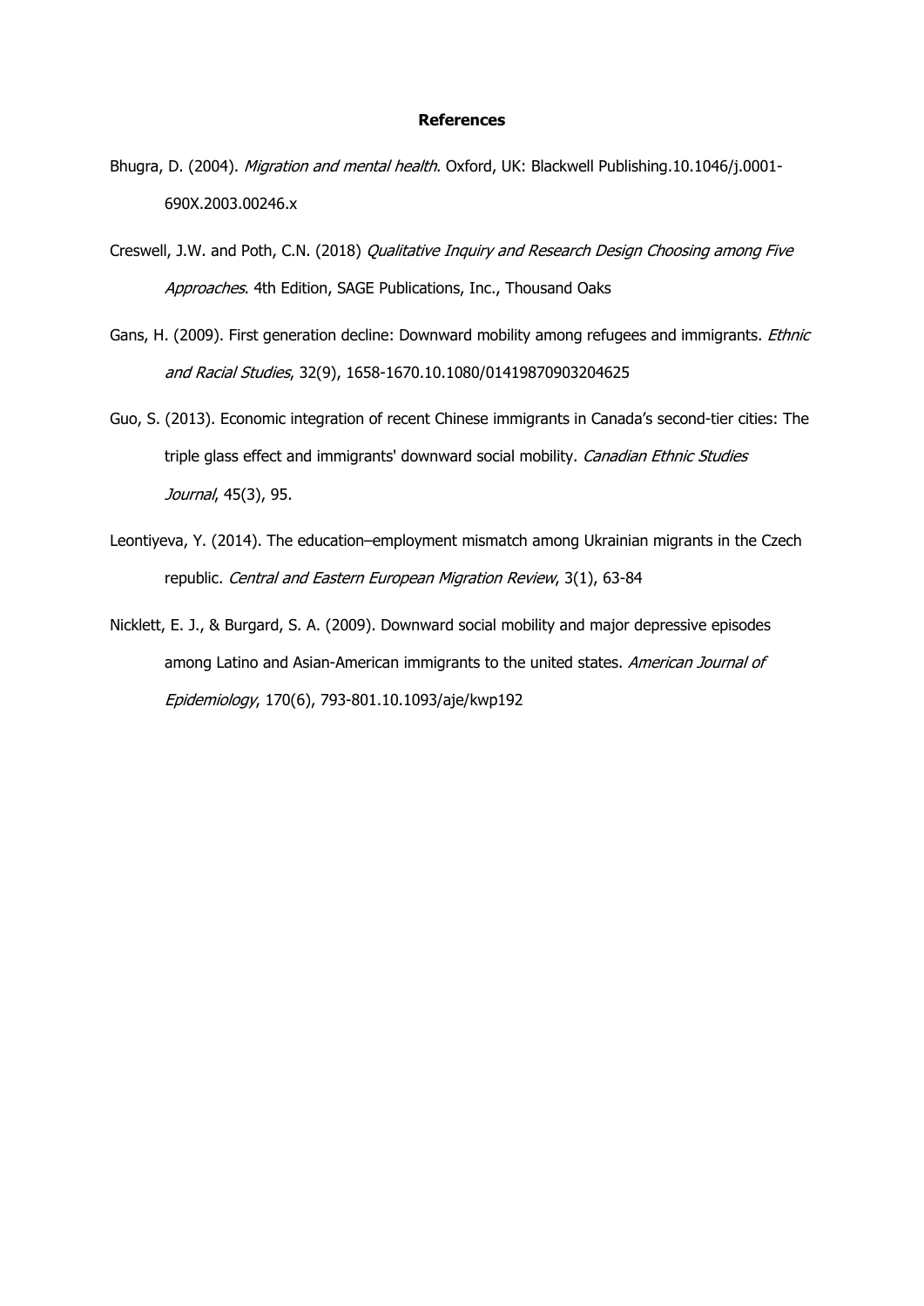**References**

Bhugra, D. (2004). *Migration and mental health*. Oxford, UK: Blackwell Publishing.10.1046/j.0001-690X.2003.00246.x

Creswell, J.W. and Poth, C.N. (2018) *Qualitative Inquiry and Research Design Choosing among Five Approaches*. 4th Edition, SAGE Publications, Inc., Thousand Oaks

Gans, H. (2009). First generation decline: Downward mobility among refugees and immigrants. *Ethnic and Racial Studies*, 32(9), 1658-1670.10.1080/01419870903204625

Guo, S. (2013). Economic integration of recent Chinese immigrants in Canada's second-tier cities: The triple glass effect and immigrants' downward social mobility. *Canadian Ethnic Studies Journal*, 45(3), 95.

Leontiyeva, Y. (2014). The education–employment mismatch among Ukrainian migrants in the Czech republic. *Central and Eastern European Migration Review*, 3(1), 63-84

Nicklett, E. J., & Burgard, S. A. (2009). Downward social mobility and major depressive episodes among Latino and Asian-American immigrants to the united states. *American Journal of Epidemiology*, 170(6), 793-801.10.1093/aje/kwp192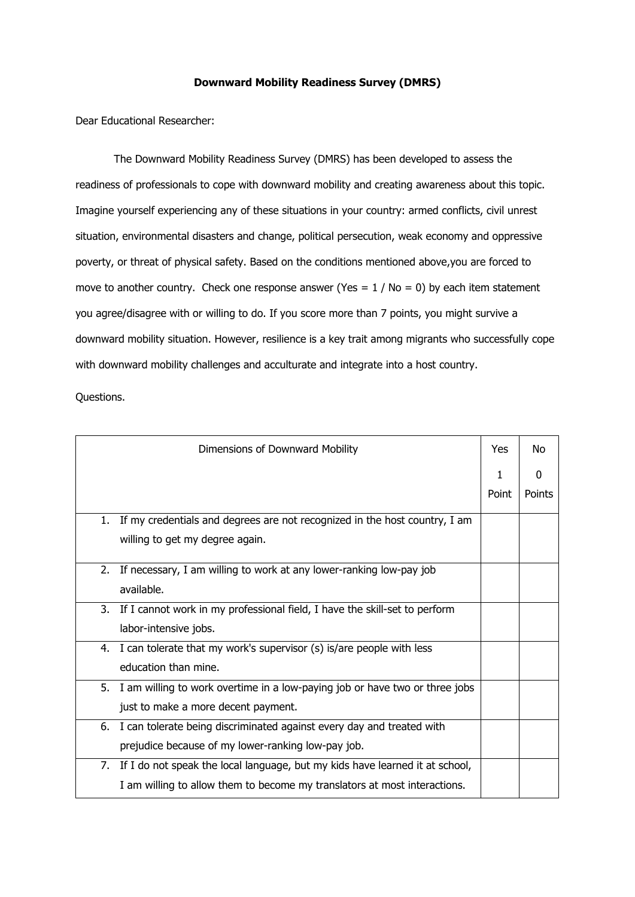**Downward Mobility Readiness Survey (DMRS)**

Dear Educational Researcher:

The Downward Mobility Readiness Survey (DMRS) has been developed to assess the readiness of professionals to cope with downward mobility and creating awareness about this topic. Imagine yourself experiencing any of these situations in your country: armed conflicts, civil unrest situation, environmental disasters and change, political persecution, weak economy and oppressive poverty, or threat of physical safety. Based on the conditions mentioned above,you are forced to move to another country. Check one response answer (Yes = 1 / No = 0) by each item statement you agree/disagree with or willing to do. If you score more than 7 points, you might survive a downward mobility situation. However, resilience is a key trait among migrants who successfully cope with downward mobility challenges and acculturate and integrate into a host country.

Questions.

| Dimensions of Downward Mobility | Yes 1 Point | No 0 Points |
|---|---|---|
| 1. If my credentials and degrees are not recognized in the host country, I am willing to get my degree again. | | |
| 2. If necessary, I am willing to work at any lower-ranking low-pay job available. | | |
| 3. If I cannot work in my professional field, I have the skill-set to perform labor-intensive jobs. | | |
| 4. I can tolerate that my work's supervisor (s) is/are people with less education than mine. | | |
| 5. I am willing to work overtime in a low-paying job or have two or three jobs just to make a more decent payment. | | |
| 6. I can tolerate being discriminated against every day and treated with prejudice because of my lower-ranking low-pay job. | | |
| 7. If I do not speak the local language, but my kids have learned it at school, I am willing to allow them to become my translators at most interactions. | | |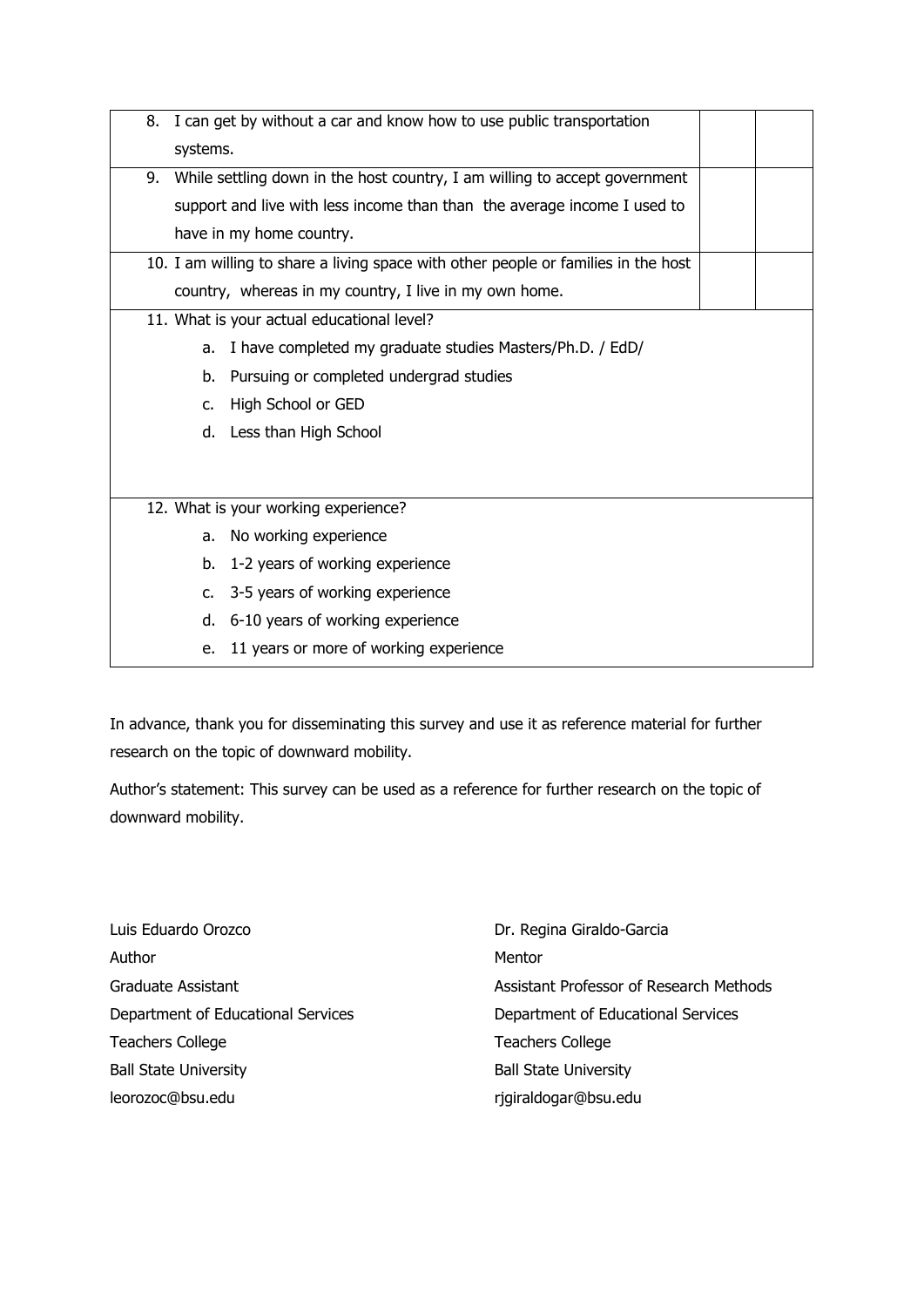| | | |
|---|---|---|
| 8. I can get by without a car and know how to use public transportation systems. | | |
| 9. While settling down in the host country, I am willing to accept government support and live with less income than than the average income I used to have in my home country. | | |
| 10. I am willing to share a living space with other people or families in the host country, whereas in my country, I live in my own home. | | |

11. What is your actual educational level?
    a. I have completed my graduate studies Masters/Ph.D. / EdD/
    b. Pursuing or completed undergrad studies
    c. High School or GED
    d. Less than High School

12. What is your working experience?
    a. No working experience
    b. 1-2 years of working experience
    c. 3-5 years of working experience
    d. 6-10 years of working experience
    e. 11 years or more of working experience

In advance, thank you for disseminating this survey and use it as reference material for further research on the topic of downward mobility.

Author's statement: This survey can be used as a reference for further research on the topic of downward mobility.

Luis Eduardo Orozco
Author
Graduate Assistant
Department of Educational Services
Teachers College
Ball State University
leorozoc@bsu.edu

Dr. Regina Giraldo-Garcia
Mentor
Assistant Professor of Research Methods
Department of Educational Services
Teachers College
Ball State University
rjgiraldogar@bsu.edu